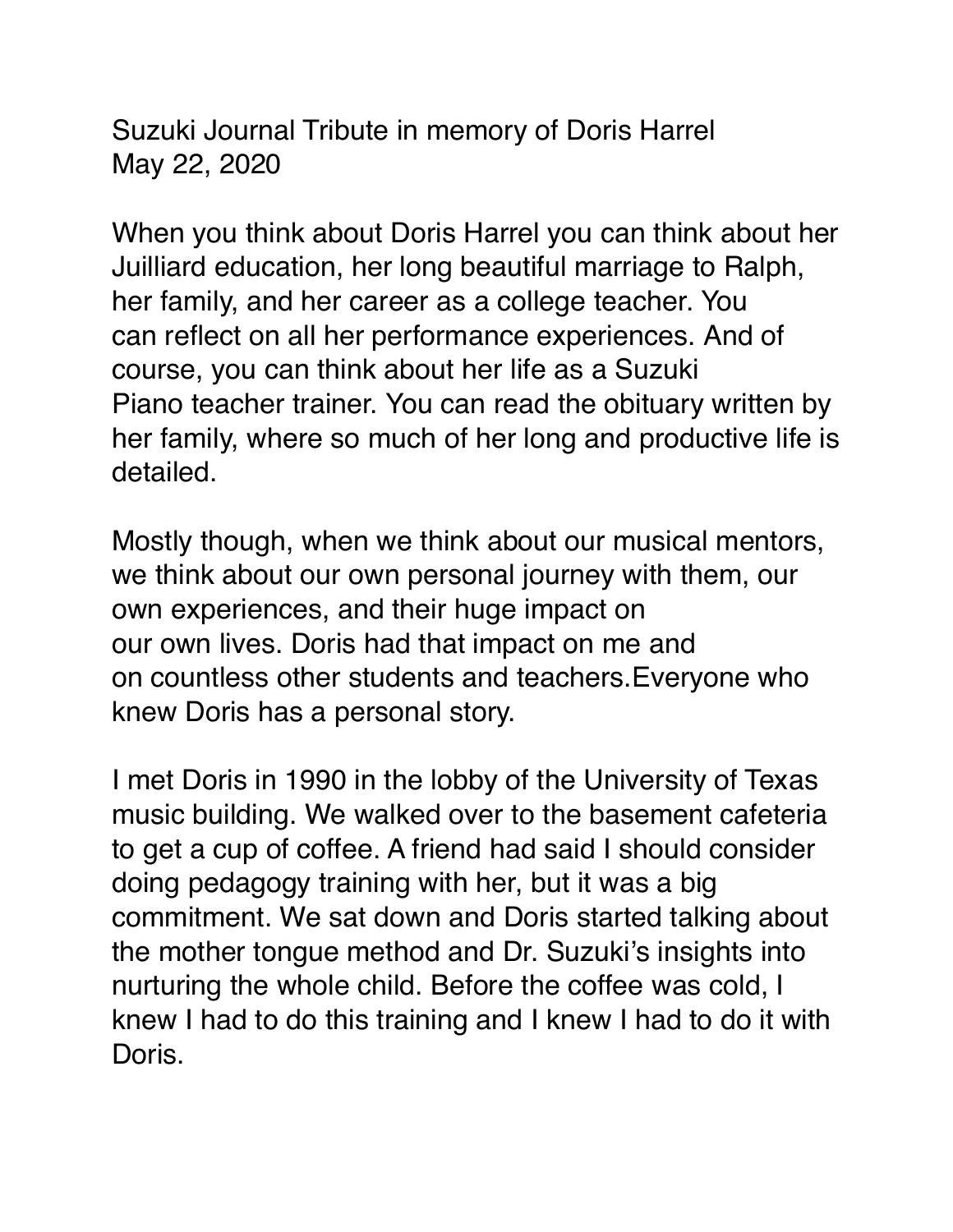Suzuki Journal Tribute in memory of Doris Harrel
May 22, 2020

When you think about Doris Harrel you can think about her Juilliard education, her long beautiful marriage to Ralph, her family, and her career as a college teacher. You can reflect on all her performance experiences. And of course, you can think about her life as a Suzuki Piano teacher trainer. You can read the obituary written by her family, where so much of her long and productive life is detailed.

Mostly though, when we think about our musical mentors, we think about our own personal journey with them, our own experiences, and their huge impact on our own lives. Doris had that impact on me and on countless other students and teachers.Everyone who knew Doris has a personal story.

I met Doris in 1990 in the lobby of the University of Texas music building. We walked over to the basement cafeteria to get a cup of coffee. A friend had said I should consider doing pedagogy training with her, but it was a big commitment. We sat down and Doris started talking about the mother tongue method and Dr. Suzuki's insights into nurturing the whole child. Before the coffee was cold, I knew I had to do this training and I knew I had to do it with Doris.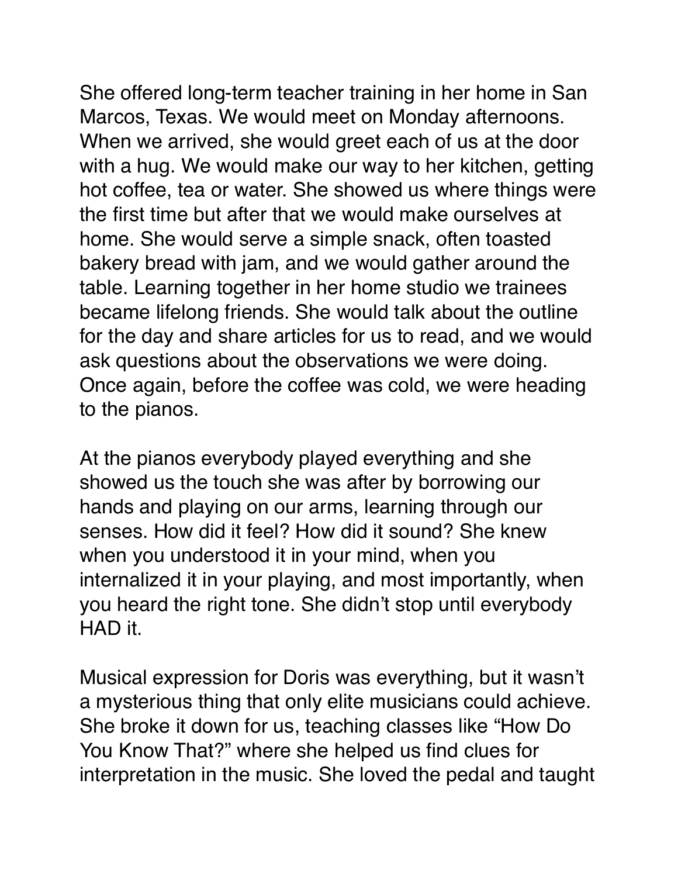She offered long-term teacher training in her home in San Marcos, Texas. We would meet on Monday afternoons. When we arrived, she would greet each of us at the door with a hug. We would make our way to her kitchen, getting hot coffee, tea or water. She showed us where things were the first time but after that we would make ourselves at home. She would serve a simple snack, often toasted bakery bread with jam, and we would gather around the table. Learning together in her home studio we trainees became lifelong friends. She would talk about the outline for the day and share articles for us to read, and we would ask questions about the observations we were doing. Once again, before the coffee was cold, we were heading to the pianos.

At the pianos everybody played everything and she showed us the touch she was after by borrowing our hands and playing on our arms, learning through our senses. How did it feel? How did it sound? She knew when you understood it in your mind, when you internalized it in your playing, and most importantly, when you heard the right tone. She didn't stop until everybody HAD it.

Musical expression for Doris was everything, but it wasn't a mysterious thing that only elite musicians could achieve. She broke it down for us, teaching classes like "How Do You Know That?" where she helped us find clues for interpretation in the music. She loved the pedal and taught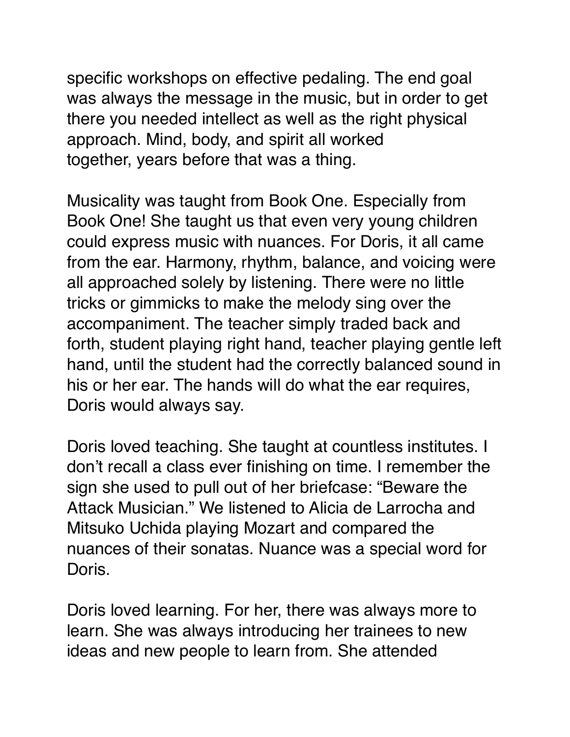specific workshops on effective pedaling. The end goal was always the message in the music, but in order to get there you needed intellect as well as the right physical approach. Mind, body, and spirit all worked together, years before that was a thing.

Musicality was taught from Book One. Especially from Book One! She taught us that even very young children could express music with nuances. For Doris, it all came from the ear. Harmony, rhythm, balance, and voicing were all approached solely by listening. There were no little tricks or gimmicks to make the melody sing over the accompaniment. The teacher simply traded back and forth, student playing right hand, teacher playing gentle left hand, until the student had the correctly balanced sound in his or her ear. The hands will do what the ear requires, Doris would always say.

Doris loved teaching. She taught at countless institutes. I don't recall a class ever finishing on time. I remember the sign she used to pull out of her briefcase: "Beware the Attack Musician." We listened to Alicia de Larrocha and Mitsuko Uchida playing Mozart and compared the nuances of their sonatas. Nuance was a special word for Doris.

Doris loved learning. For her, there was always more to learn. She was always introducing her trainees to new ideas and new people to learn from. She attended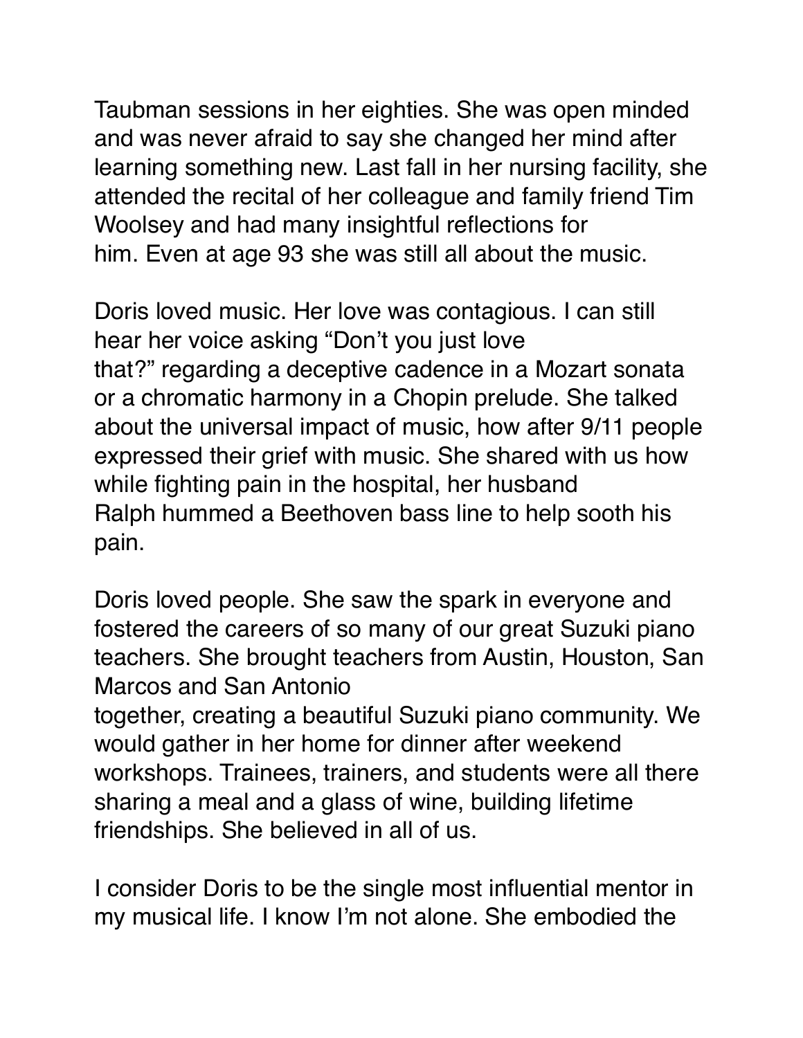Taubman sessions in her eighties. She was open minded and was never afraid to say she changed her mind after learning something new. Last fall in her nursing facility, she attended the recital of her colleague and family friend Tim Woolsey and had many insightful reflections for him. Even at age 93 she was still all about the music.

Doris loved music. Her love was contagious. I can still hear her voice asking "Don't you just love that?" regarding a deceptive cadence in a Mozart sonata or a chromatic harmony in a Chopin prelude. She talked about the universal impact of music, how after 9/11 people expressed their grief with music. She shared with us how while fighting pain in the hospital, her husband Ralph hummed a Beethoven bass line to help sooth his pain.

Doris loved people. She saw the spark in everyone and fostered the careers of so many of our great Suzuki piano teachers. She brought teachers from Austin, Houston, San Marcos and San Antonio together, creating a beautiful Suzuki piano community. We would gather in her home for dinner after weekend workshops. Trainees, trainers, and students were all there sharing a meal and a glass of wine, building lifetime friendships. She believed in all of us.

I consider Doris to be the single most influential mentor in my musical life. I know I'm not alone. She embodied the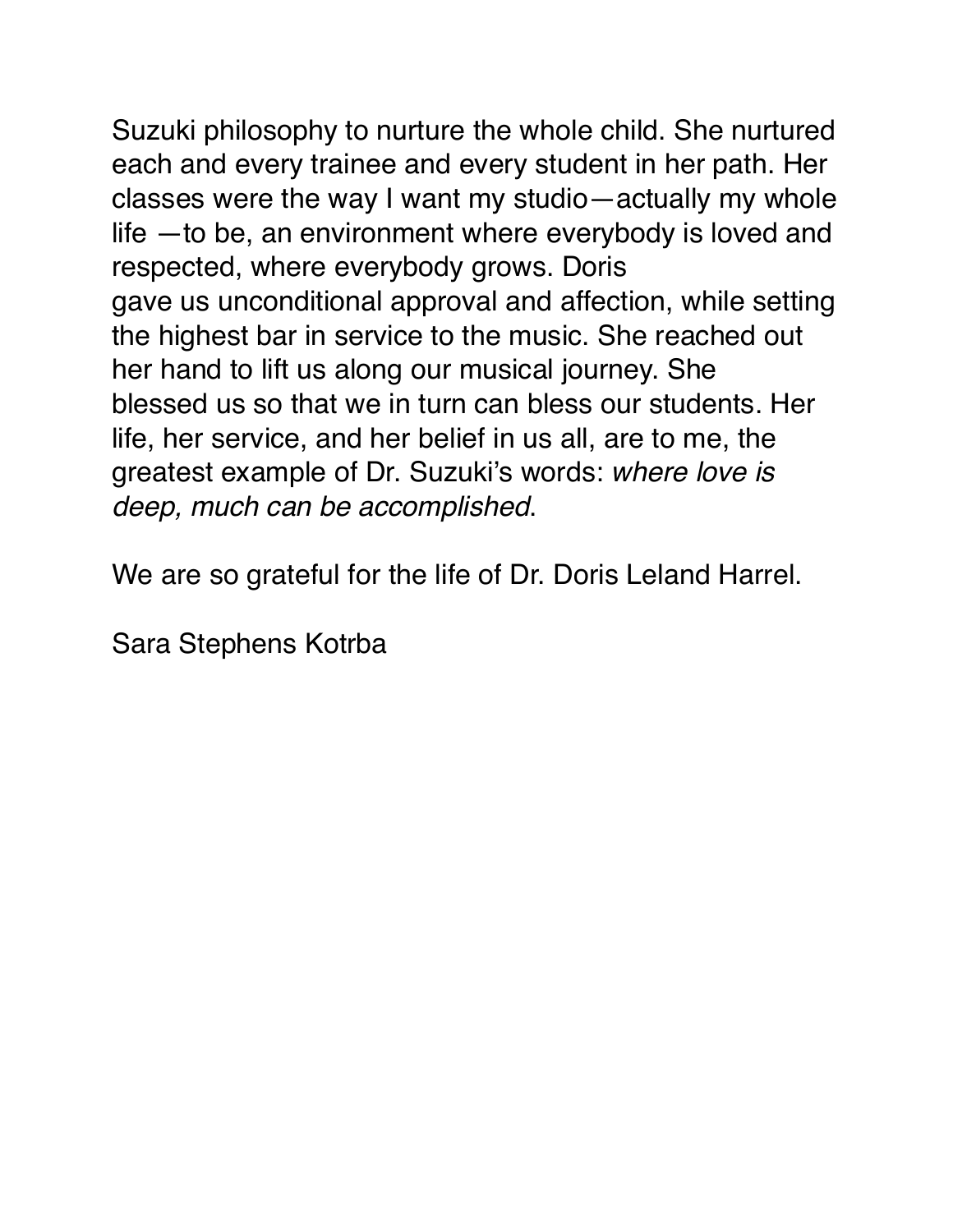Suzuki philosophy to nurture the whole child. She nurtured each and every trainee and every student in her path. Her classes were the way I want my studio—actually my whole life —to be, an environment where everybody is loved and respected, where everybody grows. Doris gave us unconditional approval and affection, while setting the highest bar in service to the music. She reached out her hand to lift us along our musical journey. She blessed us so that we in turn can bless our students. Her life, her service, and her belief in us all, are to me, the greatest example of Dr. Suzuki's words: *where love is deep, much can be accomplished*.

We are so grateful for the life of Dr. Doris Leland Harrel.

Sara Stephens Kotrba